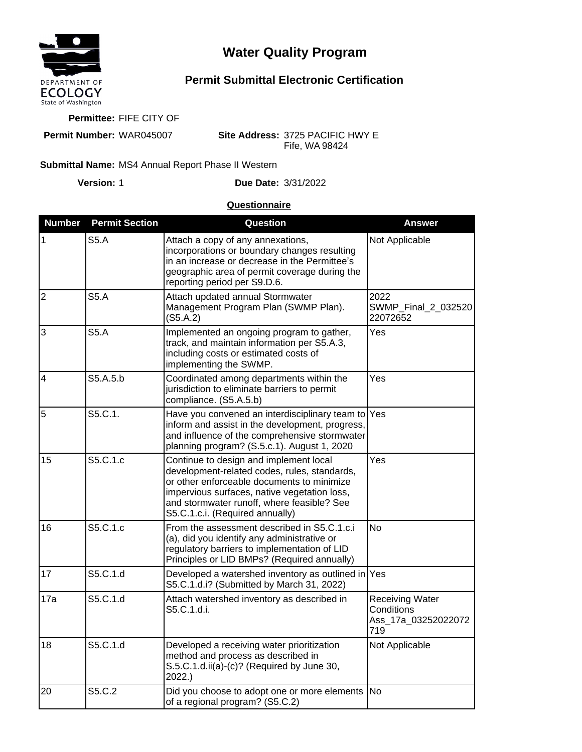DEPARTMENT OF ECOLOGY
State of Washington

# Water Quality Program

## Permit Submittal Electronic Certification

**Permittee:** FIFE CITY OF

**Permit Number:** WAR045007

**Site Address:** 3725 PACIFIC HWY E
Fife, WA 98424

**Submittal Name:** MS4 Annual Report Phase II Western

**Version:** 1

**Due Date:** 3/31/2022

**Questionnaire**

| Number | Permit Section | Question | Answer |
|---|---|---|---|
| 1 | S5.A | Attach a copy of any annexations, incorporations or boundary changes resulting in an increase or decrease in the Permittee's geographic area of permit coverage during the reporting period per S9.D.6. | Not Applicable |
| 2 | S5.A | Attach updated annual Stormwater Management Program Plan (SWMP Plan). (S5.A.2) | 2022 SWMP_Final_2_03252022072652 |
| 3 | S5.A | Implemented an ongoing program to gather, track, and maintain information per S5.A.3, including costs or estimated costs of implementing the SWMP. | Yes |
| 4 | S5.A.5.b | Coordinated among departments within the jurisdiction to eliminate barriers to permit compliance. (S5.A.5.b) | Yes |
| 5 | S5.C.1. | Have you convened an interdisciplinary team to inform and assist in the development, progress, and influence of the comprehensive stormwater planning program? (S.5.c.1). August 1, 2020 | Yes |
| 15 | S5.C.1.c | Continue to design and implement local development-related codes, rules, standards, or other enforceable documents to minimize impervious surfaces, native vegetation loss, and stormwater runoff, where feasible? See S5.C.1.c.i. (Required annually) | Yes |
| 16 | S5.C.1.c | From the assessment described in S5.C.1.c.i (a), did you identify any administrative or regulatory barriers to implementation of LID Principles or LID BMPs? (Required annually) | No |
| 17 | S5.C.1.d | Developed a watershed inventory as outlined in S5.C.1.d.i? (Submitted by March 31, 2022) | Yes |
| 17a | S5.C.1.d | Attach watershed inventory as described in S5.C.1.d.i. | Receiving Water Conditions Ass_17a_03252022072719 |
| 18 | S5.C.1.d | Developed a receiving water prioritization method and process as described in S.5.C.1.d.ii(a)-(c)? (Required by June 30, 2022.) | Not Applicable |
| 20 | S5.C.2 | Did you choose to adopt one or more elements of a regional program? (S5.C.2) | No |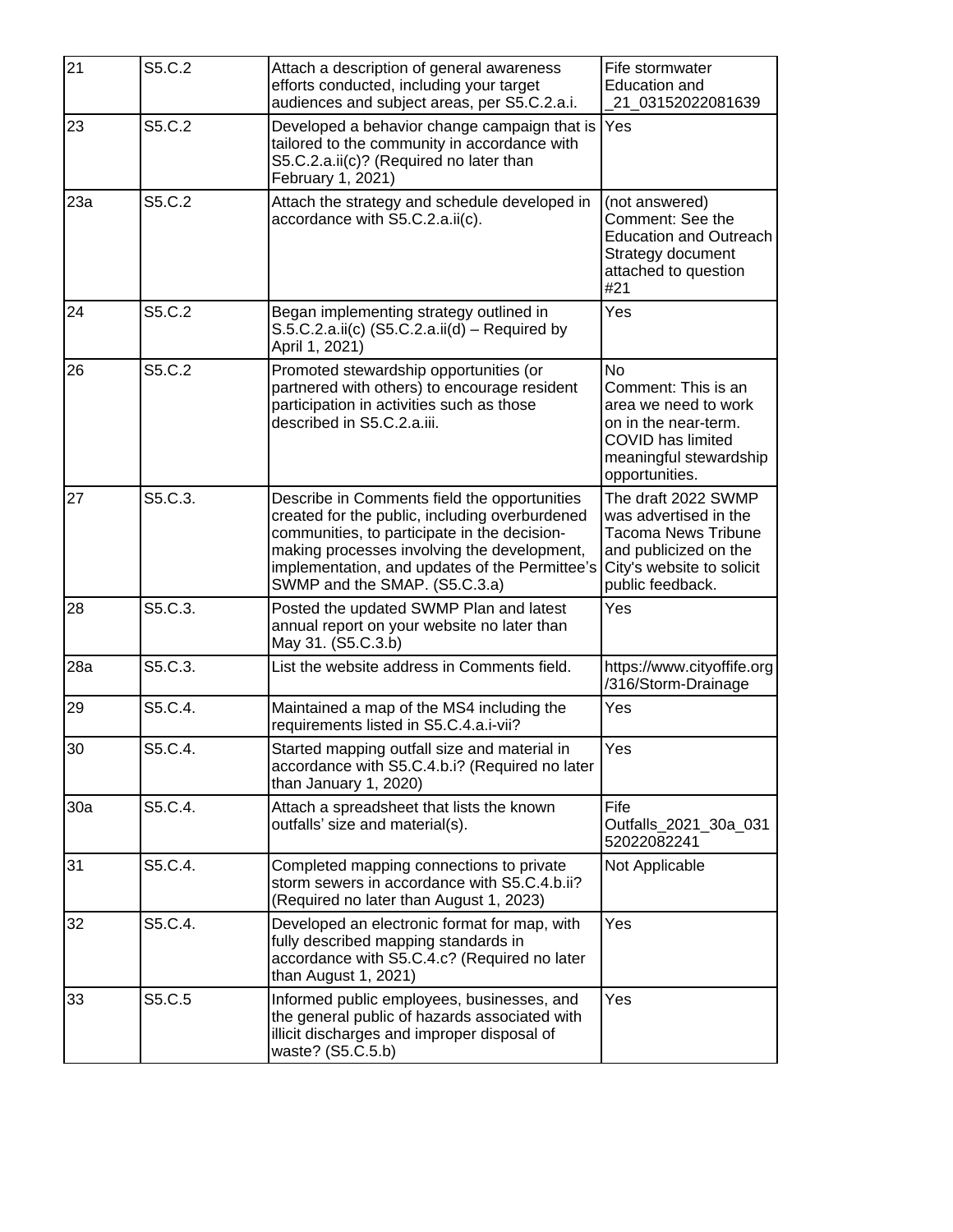| 21 | S5.C.2 | Attach a description of general awareness efforts conducted, including your target audiences and subject areas, per S5.C.2.a.i. | Fife stormwater Education and _21_03152022081639 |
|---|---|---|---|
| 23 | S5.C.2 | Developed a behavior change campaign that is tailored to the community in accordance with S5.C.2.a.ii(c)? (Required no later than February 1, 2021) | Yes |
| 23a | S5.C.2 | Attach the strategy and schedule developed in accordance with S5.C.2.a.ii(c). | (not answered) Comment: See the Education and Outreach Strategy document attached to question #21 |
| 24 | S5.C.2 | Began implementing strategy outlined in S.5.C.2.a.ii(c) (S5.C.2.a.ii(d) – Required by April 1, 2021) | Yes |
| 26 | S5.C.2 | Promoted stewardship opportunities (or partnered with others) to encourage resident participation in activities such as those described in S5.C.2.a.iii. | No Comment: This is an area we need to work on in the near-term. COVID has limited meaningful stewardship opportunities. |
| 27 | S5.C.3. | Describe in Comments field the opportunities created for the public, including overburdened communities, to participate in the decision-making processes involving the development, implementation, and updates of the Permittee's SWMP and the SMAP. (S5.C.3.a) | The draft 2022 SWMP was advertised in the Tacoma News Tribune and publicized on the City's website to solicit public feedback. |
| 28 | S5.C.3. | Posted the updated SWMP Plan and latest annual report on your website no later than May 31. (S5.C.3.b) | Yes |
| 28a | S5.C.3. | List the website address in Comments field. | https://www.cityoffife.org/316/Storm-Drainage |
| 29 | S5.C.4. | Maintained a map of the MS4 including the requirements listed in S5.C.4.a.i-vii? | Yes |
| 30 | S5.C.4. | Started mapping outfall size and material in accordance with S5.C.4.b.i? (Required no later than January 1, 2020) | Yes |
| 30a | S5.C.4. | Attach a spreadsheet that lists the known outfalls' size and material(s). | Fife Outfalls_2021_30a_03152022082241 |
| 31 | S5.C.4. | Completed mapping connections to private storm sewers in accordance with S5.C.4.b.ii? (Required no later than August 1, 2023) | Not Applicable |
| 32 | S5.C.4. | Developed an electronic format for map, with fully described mapping standards in accordance with S5.C.4.c? (Required no later than August 1, 2021) | Yes |
| 33 | S5.C.5 | Informed public employees, businesses, and the general public of hazards associated with illicit discharges and improper disposal of waste? (S5.C.5.b) | Yes |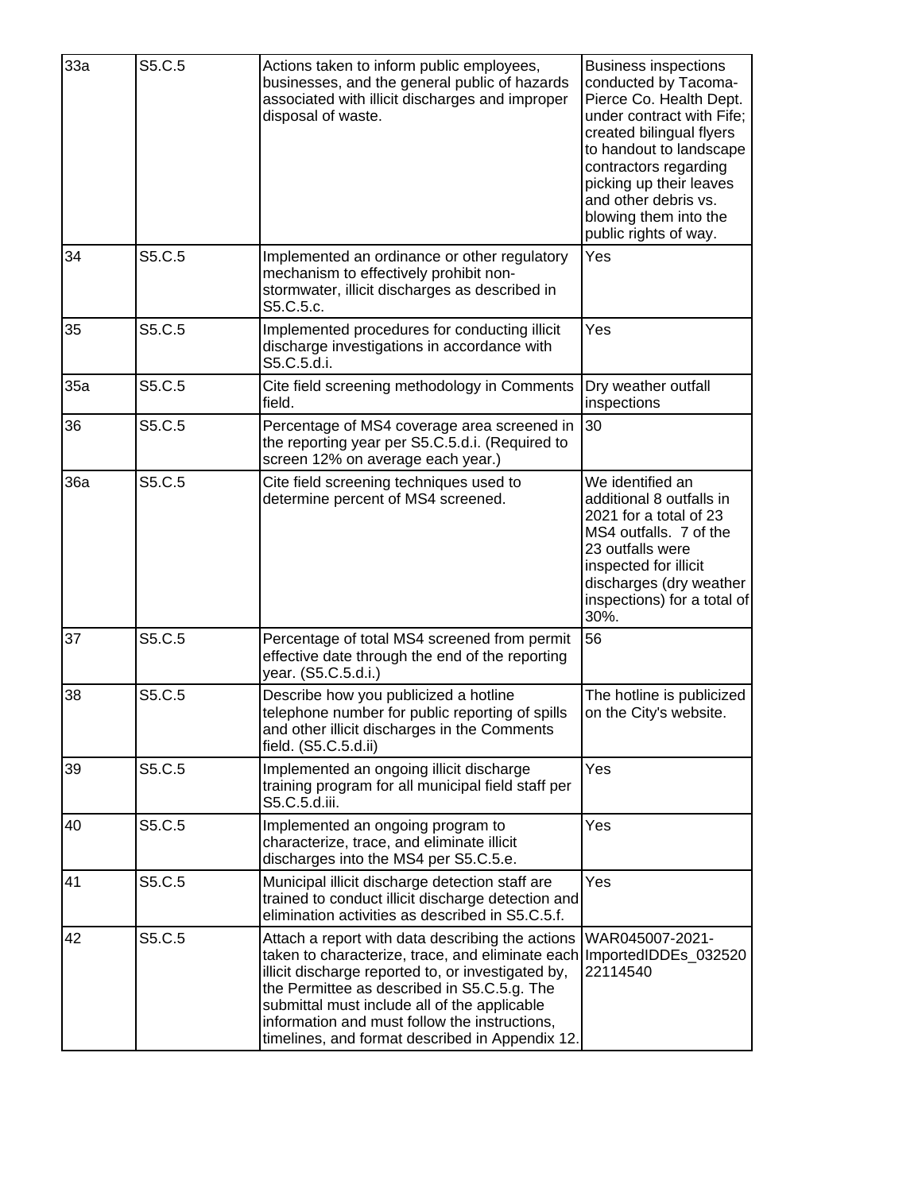| 33a | S5.C.5 | Actions taken to inform public employees, businesses, and the general public of hazards associated with illicit discharges and improper disposal of waste. | Business inspections conducted by Tacoma-Pierce Co. Health Dept. under contract with Fife; created bilingual flyers to handout to landscape contractors regarding picking up their leaves and other debris vs. blowing them into the public rights of way. |
|---|---|---|---|
| 34 | S5.C.5 | Implemented an ordinance or other regulatory mechanism to effectively prohibit non-stormwater, illicit discharges as described in S5.C.5.c. | Yes |
| 35 | S5.C.5 | Implemented procedures for conducting illicit discharge investigations in accordance with S5.C.5.d.i. | Yes |
| 35a | S5.C.5 | Cite field screening methodology in Comments field. | Dry weather outfall inspections |
| 36 | S5.C.5 | Percentage of MS4 coverage area screened in the reporting year per S5.C.5.d.i. (Required to screen 12% on average each year.) | 30 |
| 36a | S5.C.5 | Cite field screening techniques used to determine percent of MS4 screened. | We identified an additional 8 outfalls in 2021 for a total of 23 MS4 outfalls. 7 of the 23 outfalls were inspected for illicit discharges (dry weather inspections) for a total of 30%. |
| 37 | S5.C.5 | Percentage of total MS4 screened from permit effective date through the end of the reporting year. (S5.C.5.d.i.) | 56 |
| 38 | S5.C.5 | Describe how you publicized a hotline telephone number for public reporting of spills and other illicit discharges in the Comments field. (S5.C.5.d.ii) | The hotline is publicized on the City's website. |
| 39 | S5.C.5 | Implemented an ongoing illicit discharge training program for all municipal field staff per S5.C.5.d.iii. | Yes |
| 40 | S5.C.5 | Implemented an ongoing program to characterize, trace, and eliminate illicit discharges into the MS4 per S5.C.5.e. | Yes |
| 41 | S5.C.5 | Municipal illicit discharge detection staff are trained to conduct illicit discharge detection and elimination activities as described in S5.C.5.f. | Yes |
| 42 | S5.C.5 | Attach a report with data describing the actions taken to characterize, trace, and eliminate each illicit discharge reported to, or investigated by, the Permittee as described in S5.C.5.g. The submittal must include all of the applicable information and must follow the instructions, timelines, and format described in Appendix 12. | WAR045007-2021-ImportedIDDEs_03252022114540 |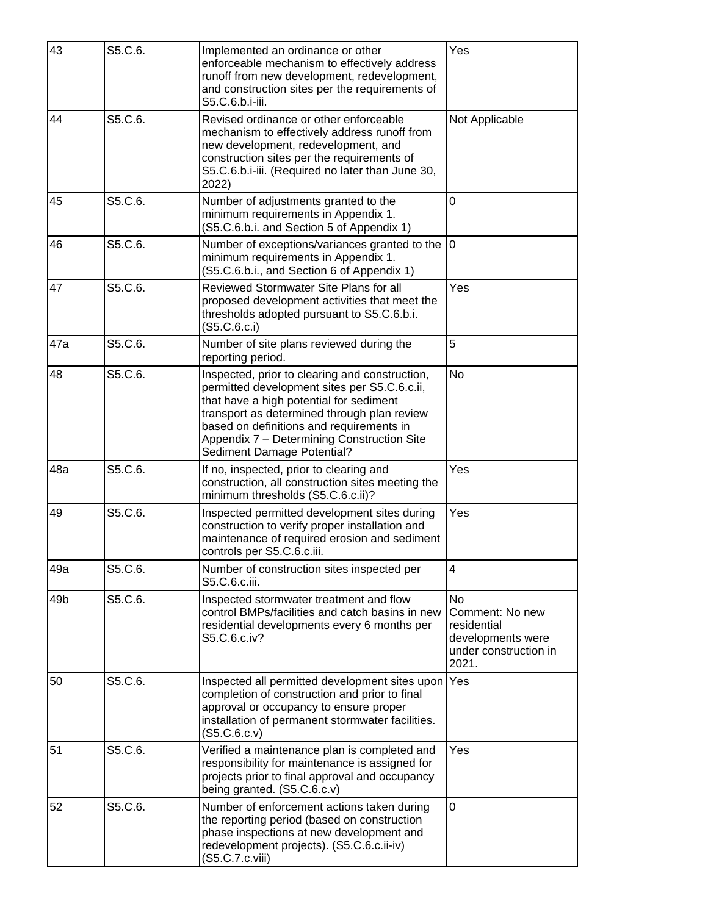| 43 | S5.C.6. | Implemented an ordinance or other enforceable mechanism to effectively address runoff from new development, redevelopment, and construction sites per the requirements of S5.C.6.b.i-iii. | Yes |
|---|---|---|---|
| 44 | S5.C.6. | Revised ordinance or other enforceable mechanism to effectively address runoff from new development, redevelopment, and construction sites per the requirements of S5.C.6.b.i-iii. (Required no later than June 30, 2022) | Not Applicable |
| 45 | S5.C.6. | Number of adjustments granted to the minimum requirements in Appendix 1. (S5.C.6.b.i. and Section 5 of Appendix 1) | 0 |
| 46 | S5.C.6. | Number of exceptions/variances granted to the minimum requirements in Appendix 1. (S5.C.6.b.i., and Section 6 of Appendix 1) | 0 |
| 47 | S5.C.6. | Reviewed Stormwater Site Plans for all proposed development activities that meet the thresholds adopted pursuant to S5.C.6.b.i. (S5.C.6.c.i) | Yes |
| 47a | S5.C.6. | Number of site plans reviewed during the reporting period. | 5 |
| 48 | S5.C.6. | Inspected, prior to clearing and construction, permitted development sites per S5.C.6.c.ii, that have a high potential for sediment transport as determined through plan review based on definitions and requirements in Appendix 7 – Determining Construction Site Sediment Damage Potential? | No |
| 48a | S5.C.6. | If no, inspected, prior to clearing and construction, all construction sites meeting the minimum thresholds (S5.C.6.c.ii)? | Yes |
| 49 | S5.C.6. | Inspected permitted development sites during construction to verify proper installation and maintenance of required erosion and sediment controls per S5.C.6.c.iii. | Yes |
| 49a | S5.C.6. | Number of construction sites inspected per S5.C.6.c.iii. | 4 |
| 49b | S5.C.6. | Inspected stormwater treatment and flow control BMPs/facilities and catch basins in new residential developments every 6 months per S5.C.6.c.iv? | No<br>Comment: No new residential developments were under construction in 2021. |
| 50 | S5.C.6. | Inspected all permitted development sites upon completion of construction and prior to final approval or occupancy to ensure proper installation of permanent stormwater facilities. (S5.C.6.c.v) | Yes |
| 51 | S5.C.6. | Verified a maintenance plan is completed and responsibility for maintenance is assigned for projects prior to final approval and occupancy being granted. (S5.C.6.c.v) | Yes |
| 52 | S5.C.6. | Number of enforcement actions taken during the reporting period (based on construction phase inspections at new development and redevelopment projects). (S5.C.6.c.ii-iv) (S5.C.7.c.viii) | 0 |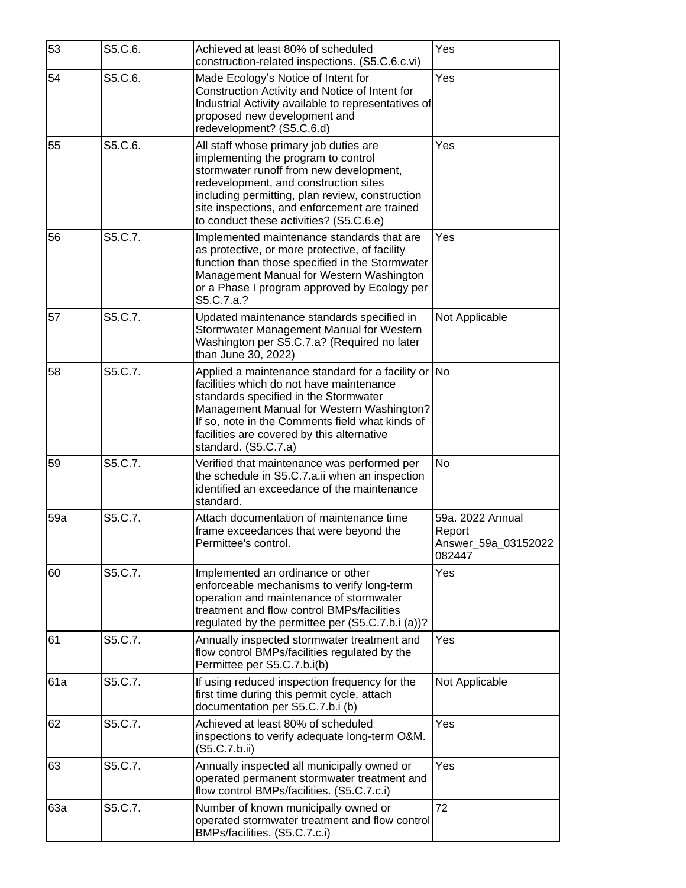| 53 | S5.C.6. | Achieved at least 80% of scheduled construction-related inspections. (S5.C.6.c.vi) | Yes |
|---|---|---|---|
| 54 | S5.C.6. | Made Ecology's Notice of Intent for Construction Activity and Notice of Intent for Industrial Activity available to representatives of proposed new development and redevelopment? (S5.C.6.d) | Yes |
| 55 | S5.C.6. | All staff whose primary job duties are implementing the program to control stormwater runoff from new development, redevelopment, and construction sites including permitting, plan review, construction site inspections, and enforcement are trained to conduct these activities? (S5.C.6.e) | Yes |
| 56 | S5.C.7. | Implemented maintenance standards that are as protective, or more protective, of facility function than those specified in the Stormwater Management Manual for Western Washington or a Phase I program approved by Ecology per S5.C.7.a.? | Yes |
| 57 | S5.C.7. | Updated maintenance standards specified in Stormwater Management Manual for Western Washington per S5.C.7.a? (Required no later than June 30, 2022) | Not Applicable |
| 58 | S5.C.7. | Applied a maintenance standard for a facility or facilities which do not have maintenance standards specified in the Stormwater Management Manual for Western Washington? If so, note in the Comments field what kinds of facilities are covered by this alternative standard. (S5.C.7.a) | No |
| 59 | S5.C.7. | Verified that maintenance was performed per the schedule in S5.C.7.a.ii when an inspection identified an exceedance of the maintenance standard. | No |
| 59a | S5.C.7. | Attach documentation of maintenance time frame exceedances that were beyond the Permittee's control. | 59a. 2022 Annual Report Answer_59a_03152022 082447 |
| 60 | S5.C.7. | Implemented an ordinance or other enforceable mechanisms to verify long-term operation and maintenance of stormwater treatment and flow control BMPs/facilities regulated by the permittee per (S5.C.7.b.i (a))? | Yes |
| 61 | S5.C.7. | Annually inspected stormwater treatment and flow control BMPs/facilities regulated by the Permittee per S5.C.7.b.i(b) | Yes |
| 61a | S5.C.7. | If using reduced inspection frequency for the first time during this permit cycle, attach documentation per S5.C.7.b.i (b) | Not Applicable |
| 62 | S5.C.7. | Achieved at least 80% of scheduled inspections to verify adequate long-term O&M. (S5.C.7.b.ii) | Yes |
| 63 | S5.C.7. | Annually inspected all municipally owned or operated permanent stormwater treatment and flow control BMPs/facilities. (S5.C.7.c.i) | Yes |
| 63a | S5.C.7. | Number of known municipally owned or operated stormwater treatment and flow control BMPs/facilities. (S5.C.7.c.i) | 72 |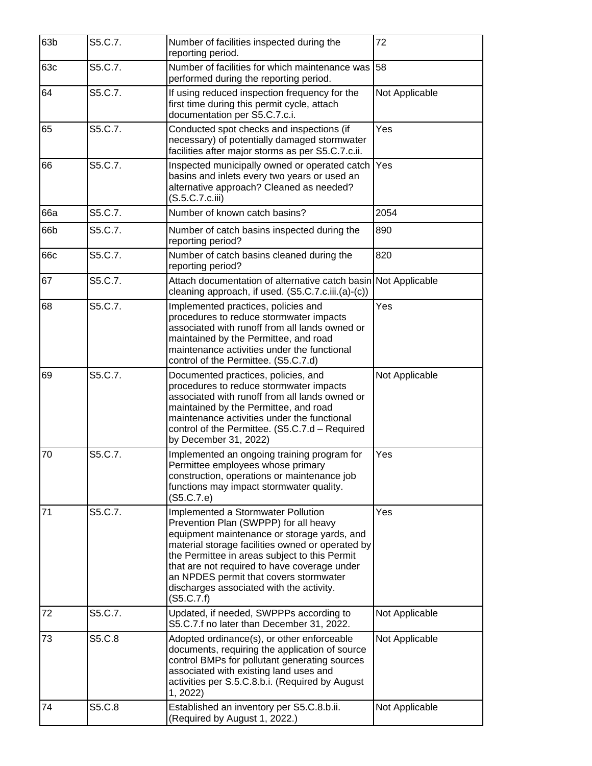| 63b | S5.C.7. | Number of facilities inspected during the reporting period. | 72 |
|---|---|---|---|
| 63c | S5.C.7. | Number of facilities for which maintenance was performed during the reporting period. | 58 |
| 64 | S5.C.7. | If using reduced inspection frequency for the first time during this permit cycle, attach documentation per S5.C.7.c.i. | Not Applicable |
| 65 | S5.C.7. | Conducted spot checks and inspections (if necessary) of potentially damaged stormwater facilities after major storms as per S5.C.7.c.ii. | Yes |
| 66 | S5.C.7. | Inspected municipally owned or operated catch basins and inlets every two years or used an alternative approach? Cleaned as needed? (S.5.C.7.c.iii) | Yes |
| 66a | S5.C.7. | Number of known catch basins? | 2054 |
| 66b | S5.C.7. | Number of catch basins inspected during the reporting period? | 890 |
| 66c | S5.C.7. | Number of catch basins cleaned during the reporting period? | 820 |
| 67 | S5.C.7. | Attach documentation of alternative catch basin cleaning approach, if used. (S5.C.7.c.iii.(a)-(c)) | Not Applicable |
| 68 | S5.C.7. | Implemented practices, policies and procedures to reduce stormwater impacts associated with runoff from all lands owned or maintained by the Permittee, and road maintenance activities under the functional control of the Permittee. (S5.C.7.d) | Yes |
| 69 | S5.C.7. | Documented practices, policies, and procedures to reduce stormwater impacts associated with runoff from all lands owned or maintained by the Permittee, and road maintenance activities under the functional control of the Permittee. (S5.C.7.d – Required by December 31, 2022) | Not Applicable |
| 70 | S5.C.7. | Implemented an ongoing training program for Permittee employees whose primary construction, operations or maintenance job functions may impact stormwater quality. (S5.C.7.e) | Yes |
| 71 | S5.C.7. | Implemented a Stormwater Pollution Prevention Plan (SWPPP) for all heavy equipment maintenance or storage yards, and material storage facilities owned or operated by the Permittee in areas subject to this Permit that are not required to have coverage under an NPDES permit that covers stormwater discharges associated with the activity. (S5.C.7.f) | Yes |
| 72 | S5.C.7. | Updated, if needed, SWPPPs according to S5.C.7.f no later than December 31, 2022. | Not Applicable |
| 73 | S5.C.8 | Adopted ordinance(s), or other enforceable documents, requiring the application of source control BMPs for pollutant generating sources associated with existing land uses and activities per S.5.C.8.b.i. (Required by August 1, 2022) | Not Applicable |
| 74 | S5.C.8 | Established an inventory per S5.C.8.b.ii. (Required by August 1, 2022.) | Not Applicable |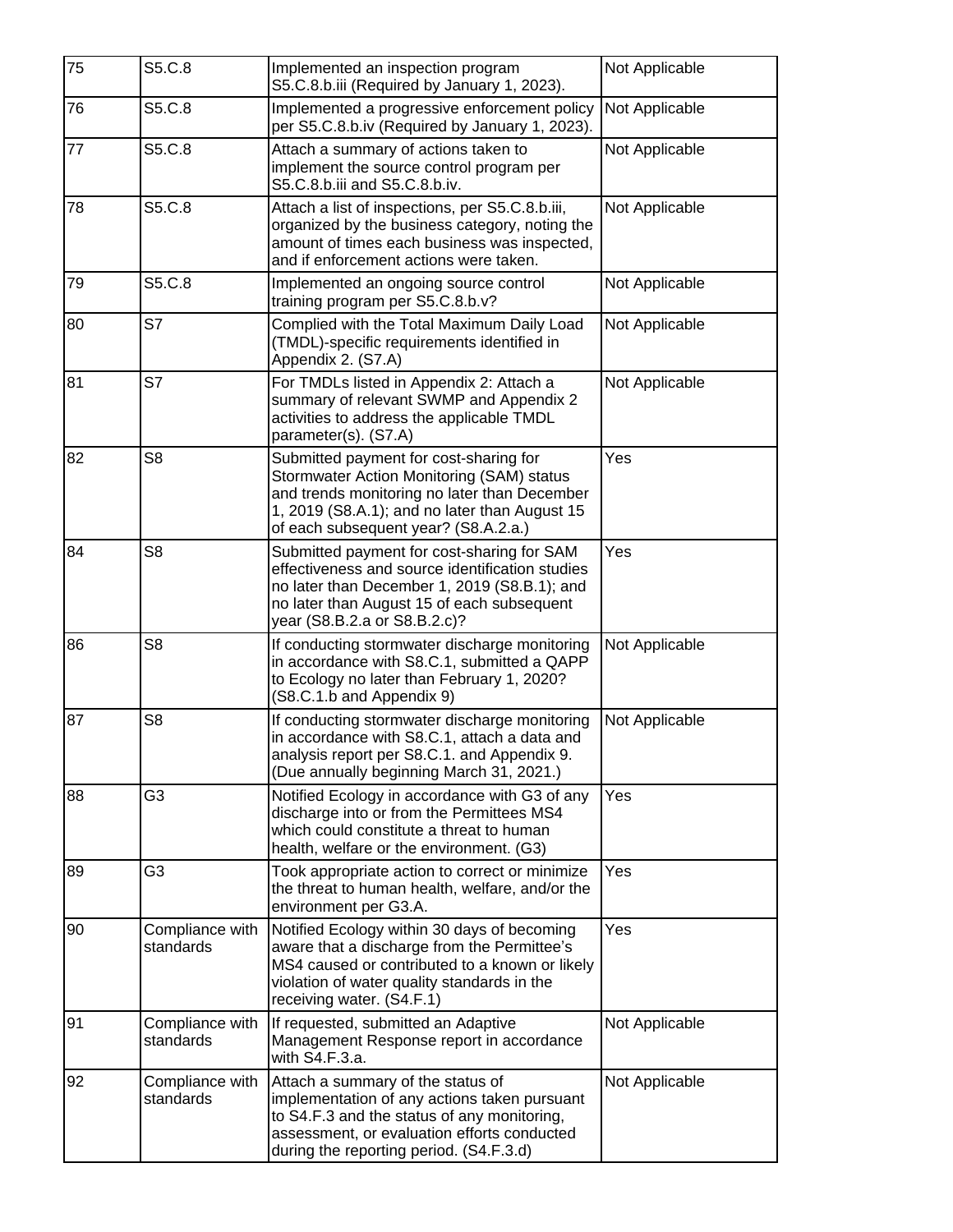| | | | |
|---|---|---|---|
| 75 | S5.C.8 | Implemented an inspection program S5.C.8.b.iii (Required by January 1, 2023). | Not Applicable |
| 76 | S5.C.8 | Implemented a progressive enforcement policy per S5.C.8.b.iv (Required by January 1, 2023). | Not Applicable |
| 77 | S5.C.8 | Attach a summary of actions taken to implement the source control program per S5.C.8.b.iii and S5.C.8.b.iv. | Not Applicable |
| 78 | S5.C.8 | Attach a list of inspections, per S5.C.8.b.iii, organized by the business category, noting the amount of times each business was inspected, and if enforcement actions were taken. | Not Applicable |
| 79 | S5.C.8 | Implemented an ongoing source control training program per S5.C.8.b.v? | Not Applicable |
| 80 | S7 | Complied with the Total Maximum Daily Load (TMDL)-specific requirements identified in Appendix 2. (S7.A) | Not Applicable |
| 81 | S7 | For TMDLs listed in Appendix 2: Attach a summary of relevant SWMP and Appendix 2 activities to address the applicable TMDL parameter(s). (S7.A) | Not Applicable |
| 82 | S8 | Submitted payment for cost-sharing for Stormwater Action Monitoring (SAM) status and trends monitoring no later than December 1, 2019 (S8.A.1); and no later than August 15 of each subsequent year? (S8.A.2.a.) | Yes |
| 84 | S8 | Submitted payment for cost-sharing for SAM effectiveness and source identification studies no later than December 1, 2019 (S8.B.1); and no later than August 15 of each subsequent year (S8.B.2.a or S8.B.2.c)? | Yes |
| 86 | S8 | If conducting stormwater discharge monitoring in accordance with S8.C.1, submitted a QAPP to Ecology no later than February 1, 2020? (S8.C.1.b and Appendix 9) | Not Applicable |
| 87 | S8 | If conducting stormwater discharge monitoring in accordance with S8.C.1, attach a data and analysis report per S8.C.1. and Appendix 9. (Due annually beginning March 31, 2021.) | Not Applicable |
| 88 | G3 | Notified Ecology in accordance with G3 of any discharge into or from the Permittees MS4 which could constitute a threat to human health, welfare or the environment. (G3) | Yes |
| 89 | G3 | Took appropriate action to correct or minimize the threat to human health, welfare, and/or the environment per G3.A. | Yes |
| 90 | Compliance with standards | Notified Ecology within 30 days of becoming aware that a discharge from the Permittee's MS4 caused or contributed to a known or likely violation of water quality standards in the receiving water. (S4.F.1) | Yes |
| 91 | Compliance with standards | If requested, submitted an Adaptive Management Response report in accordance with S4.F.3.a. | Not Applicable |
| 92 | Compliance with standards | Attach a summary of the status of implementation of any actions taken pursuant to S4.F.3 and the status of any monitoring, assessment, or evaluation efforts conducted during the reporting period. (S4.F.3.d) | Not Applicable |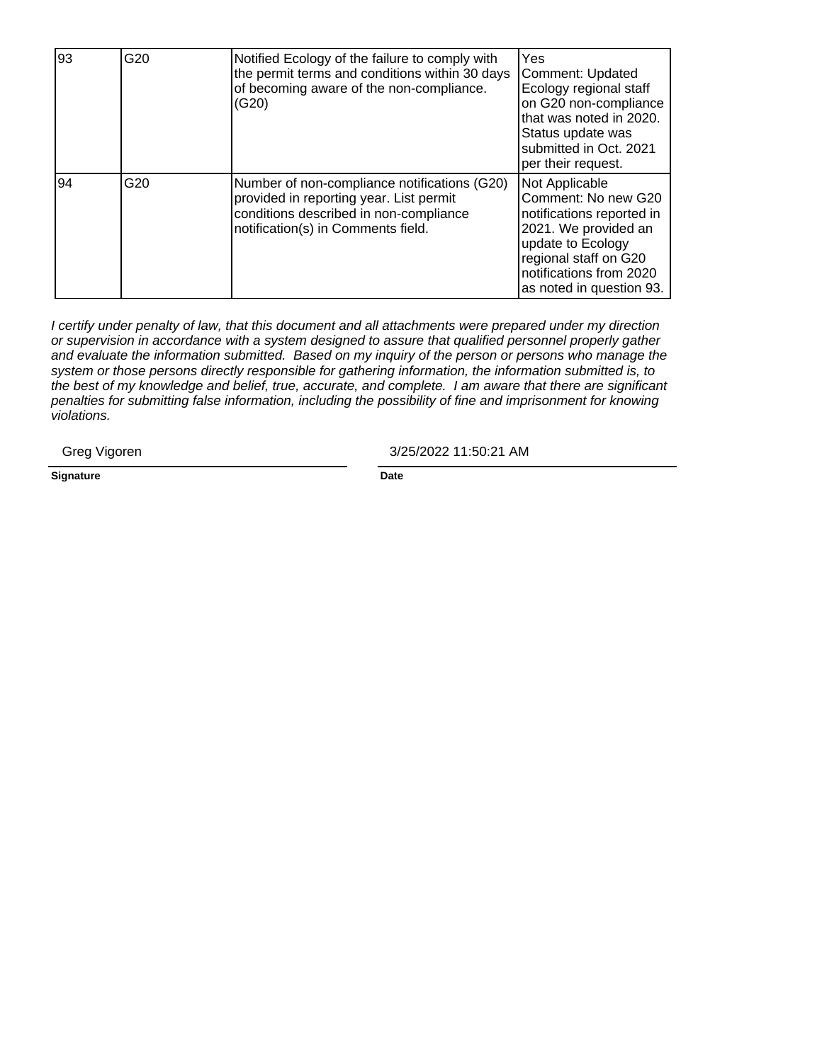| | | | |
|---|---|---|---|
| 93 | G20 | Notified Ecology of the failure to comply with the permit terms and conditions within 30 days of becoming aware of the non-compliance. (G20) | Yes<br>Comment: Updated Ecology regional staff on G20 non-compliance that was noted in 2020. Status update was submitted in Oct. 2021 per their request. |
| 94 | G20 | Number of non-compliance notifications (G20) provided in reporting year. List permit conditions described in non-compliance notification(s) in Comments field. | Not Applicable<br>Comment: No new G20 notifications reported in 2021. We provided an update to Ecology regional staff on G20 notifications from 2020 as noted in question 93. |

*I certify under penalty of law, that this document and all attachments were prepared under my direction or supervision in accordance with a system designed to assure that qualified personnel properly gather and evaluate the information submitted. Based on my inquiry of the person or persons who manage the system or those persons directly responsible for gathering information, the information submitted is, to the best of my knowledge and belief, true, accurate, and complete. I am aware that there are significant penalties for submitting false information, including the possibility of fine and imprisonment for knowing violations.*

Greg Vigoren — 3/25/2022 11:50:21 AM

**Signature** — **Date**